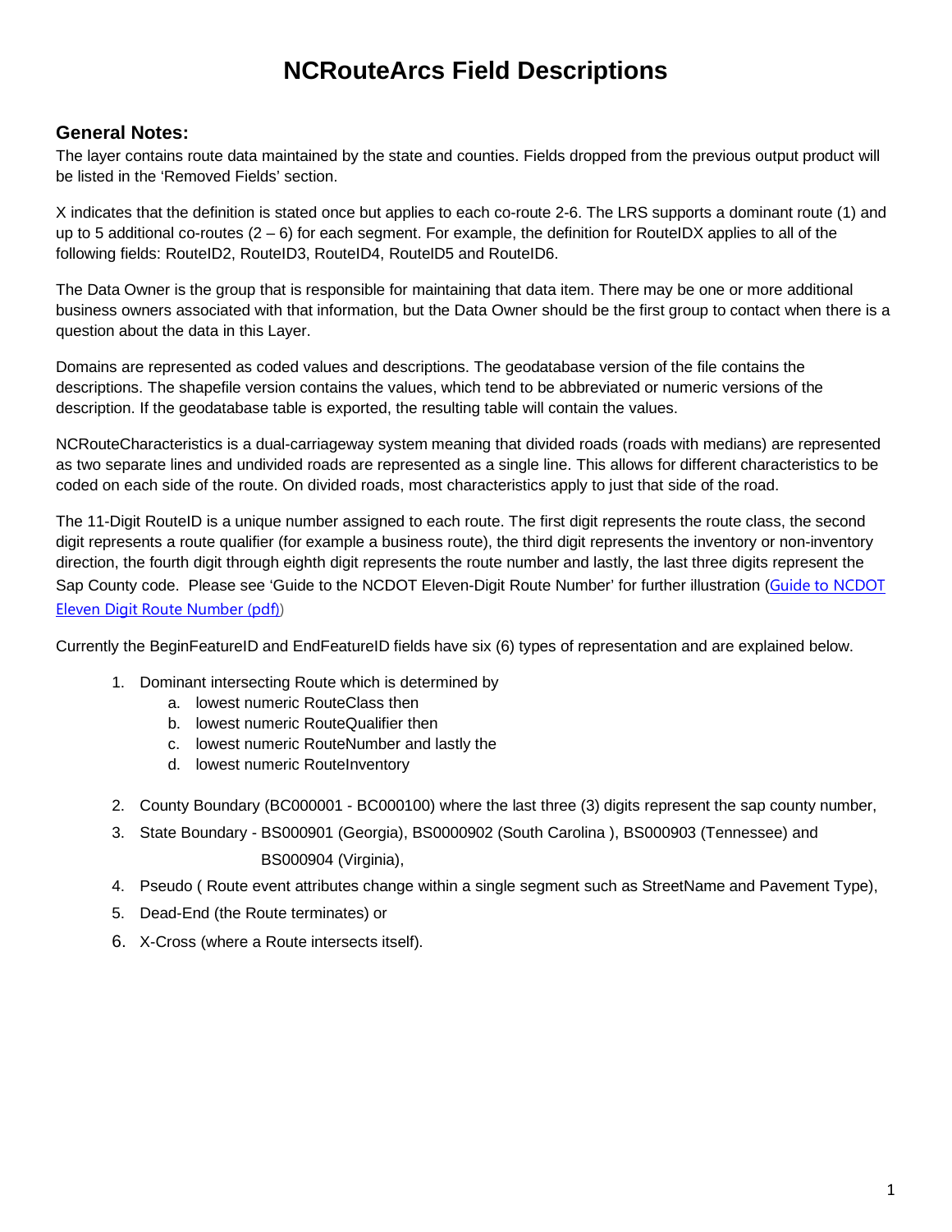# NCRouteArcs Field Descriptions

## General Notes:

The layer contains route data maintained by the state and counties. Fields dropped from the previous output product will be listed in the 'Removed Fields' section.

X indicates that the definition is stated once but applies to each co-route 2-6. The LRS supports a dominant route (1) and up to 5 additional co-routes (2 – 6) for each segment. For example, the definition for RouteIDX applies to all of the following fields: RouteID2, RouteID3, RouteID4, RouteID5 and RouteID6.

The Data Owner is the group that is responsible for maintaining that data item. There may be one or more additional business owners associated with that information, but the Data Owner should be the first group to contact when there is a question about the data in this Layer.

Domains are represented as coded values and descriptions. The geodatabase version of the file contains the descriptions. The shapefile version contains the values, which tend to be abbreviated or numeric versions of the description. If the geodatabase table is exported, the resulting table will contain the values.

NCRouteCharacteristics is a dual-carriageway system meaning that divided roads (roads with medians) are represented as two separate lines and undivided roads are represented as a single line. This allows for different characteristics to be coded on each side of the route. On divided roads, most characteristics apply to just that side of the road.

The 11-Digit RouteID is a unique number assigned to each route. The first digit represents the route class, the second digit represents a route qualifier (for example a business route), the third digit represents the inventory or non-inventory direction, the fourth digit through eighth digit represents the route number and lastly, the last three digits represent the Sap County code. Please see 'Guide to the NCDOT Eleven-Digit Route Number' for further illustration (Guide to NCDOT Eleven Digit Route Number (pdf))

Currently the BeginFeatureID and EndFeatureID fields have six (6) types of representation and are explained below.

1. Dominant intersecting Route which is determined by
   a. lowest numeric RouteClass then
   b. lowest numeric RouteQualifier then
   c. lowest numeric RouteNumber and lastly the
   d. lowest numeric RouteInventory
2. County Boundary (BC000001 - BC000100) where the last three (3) digits represent the sap county number,
3. State Boundary - BS000901 (Georgia), BS0000902 (South Carolina ), BS000903 (Tennessee) and BS000904 (Virginia),
4. Pseudo ( Route event attributes change within a single segment such as StreetName and Pavement Type),
5. Dead-End (the Route terminates) or
6. X-Cross (where a Route intersects itself).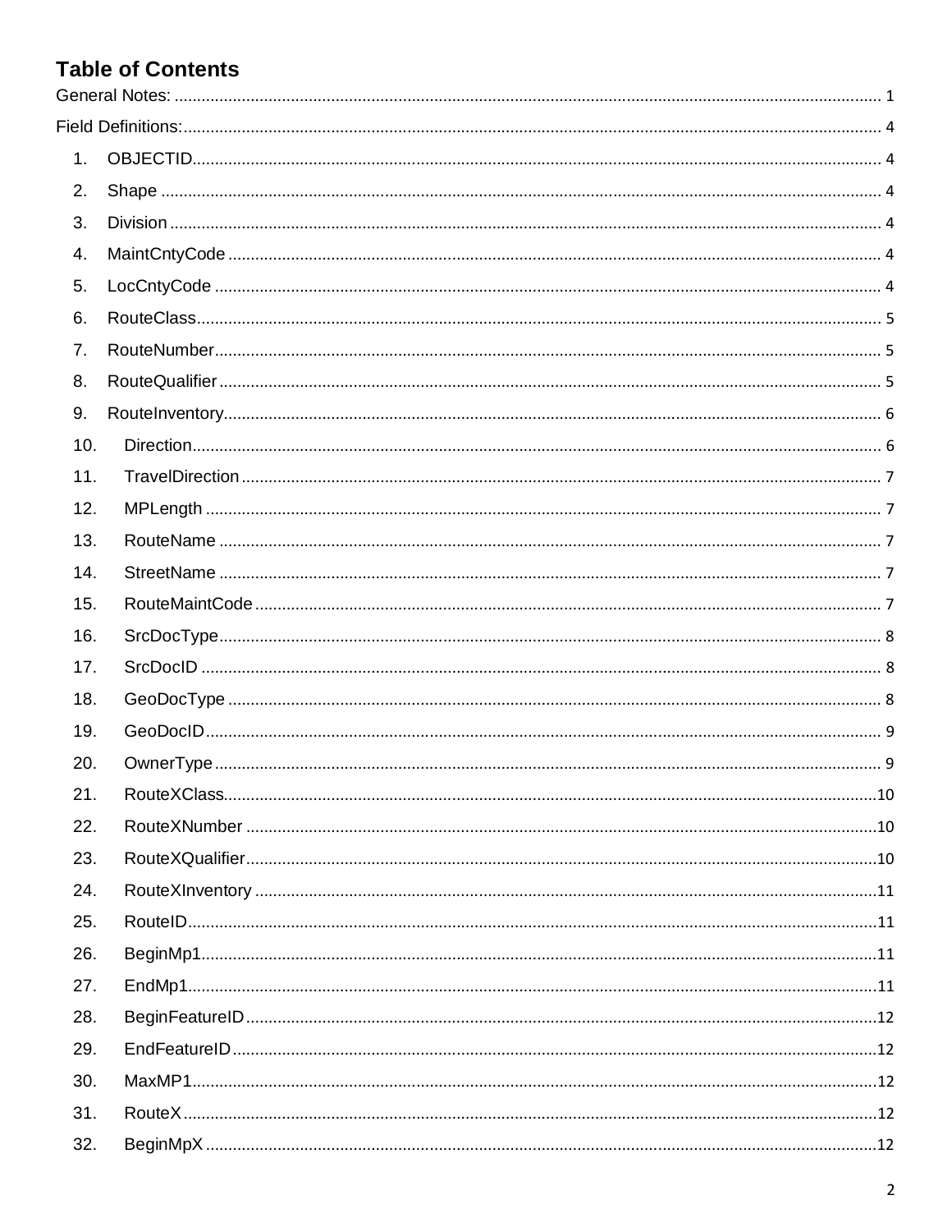# Table of Contents

General Notes: ........................................................................................................................................ 1

Field Definitions:...................................................................................................................................... 4

1. OBJECTID........................................................................................................................................ 4
2. Shape ............................................................................................................................................... 4
3. Division ............................................................................................................................................ 4
4. MaintCntyCode ............................................................................................................................... 4
5. LocCntyCode .................................................................................................................................. 4
6. RouteClass....................................................................................................................................... 5
7. RouteNumber................................................................................................................................... 5
8. RouteQualifier .................................................................................................................................. 5
9. RouteInventory................................................................................................................................. 6
10. Direction........................................................................................................................................ 6
11. TravelDirection ............................................................................................................................. 7
12. MPLength ..................................................................................................................................... 7
13. RouteName .................................................................................................................................. 7
14. StreetName .................................................................................................................................. 7
15. RouteMaintCode .......................................................................................................................... 7
16. SrcDocType.................................................................................................................................. 8
17. SrcDocID ...................................................................................................................................... 8
18. GeoDocType ................................................................................................................................ 8
19. GeoDocID..................................................................................................................................... 9
20. OwnerType ................................................................................................................................... 9
21. RouteXClass................................................................................................................................10
22. RouteXNumber ...........................................................................................................................10
23. RouteXQualifier...........................................................................................................................10
24. RouteXInventory .........................................................................................................................11
25. RouteID........................................................................................................................................11
26. BeginMp1.....................................................................................................................................11
27. EndMp1........................................................................................................................................11
28. BeginFeatureID ...........................................................................................................................12
29. EndFeatureID ..............................................................................................................................12
30. MaxMP1.......................................................................................................................................12
31. RouteX.........................................................................................................................................12
32. BeginMpX ....................................................................................................................................12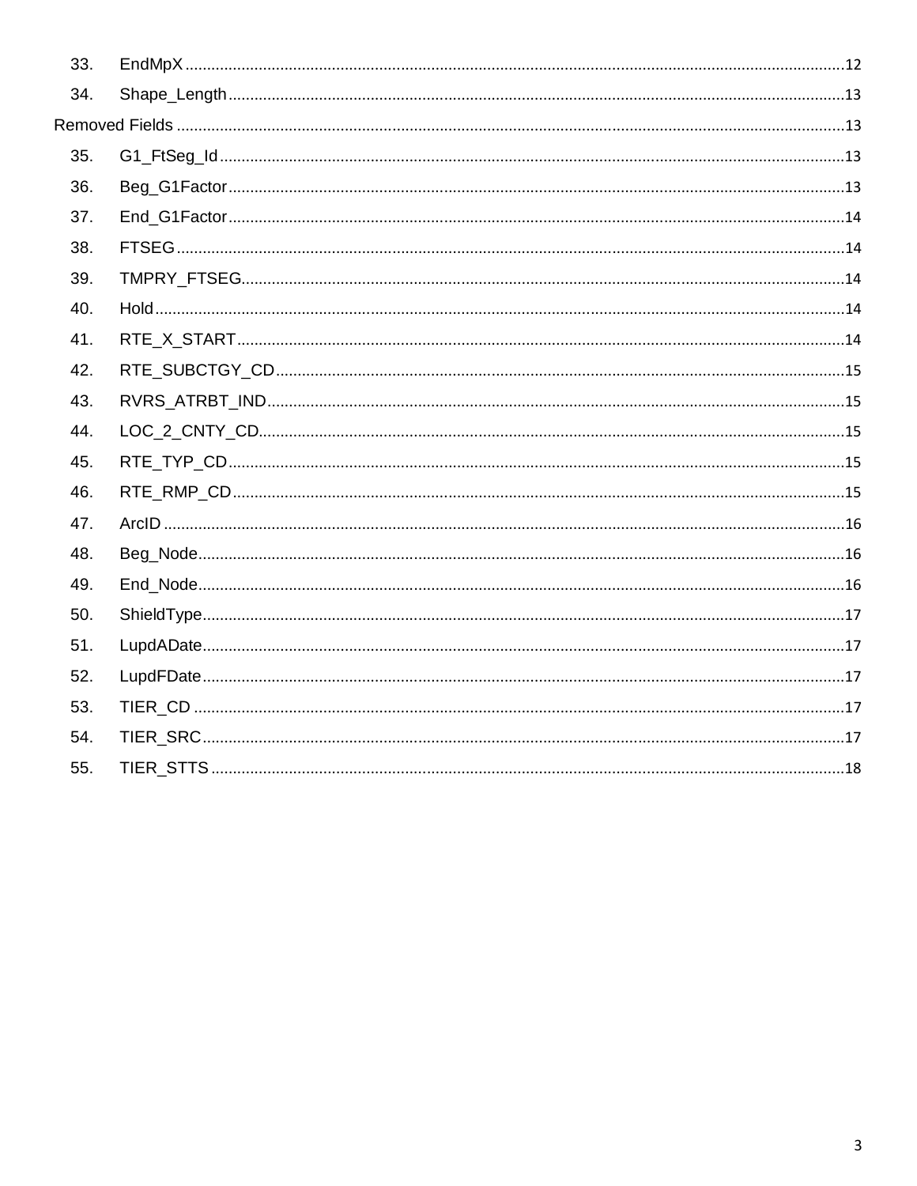33. EndMpX ........................................................................................................................................12
34. Shape_Length..............................................................................................................................13

Removed Fields ..................................................................................................................................13

35. G1_FtSeg_Id ................................................................................................................................13
36. Beg_G1Factor..............................................................................................................................13
37. End_G1Factor..............................................................................................................................14
38. FTSEG .........................................................................................................................................14
39. TMPRY_FTSEG...........................................................................................................................14
40. Hold..............................................................................................................................................14
41. RTE_X_START............................................................................................................................14
42. RTE_SUBCTGY_CD...................................................................................................................15
43. RVRS_ATRBT_IND.....................................................................................................................15
44. LOC_2_CNTY_CD.......................................................................................................................15
45. RTE_TYP_CD..............................................................................................................................15
46. RTE_RMP_CD.............................................................................................................................15
47. ArcID ............................................................................................................................................16
48. Beg_Node....................................................................................................................................16
49. End_Node....................................................................................................................................16
50. ShieldType....................................................................................................................................17
51. LupdADate...................................................................................................................................17
52. LupdFDate...................................................................................................................................17
53. TIER_CD .....................................................................................................................................17
54. TIER_SRC....................................................................................................................................17
55. TIER_STTS ..................................................................................................................................18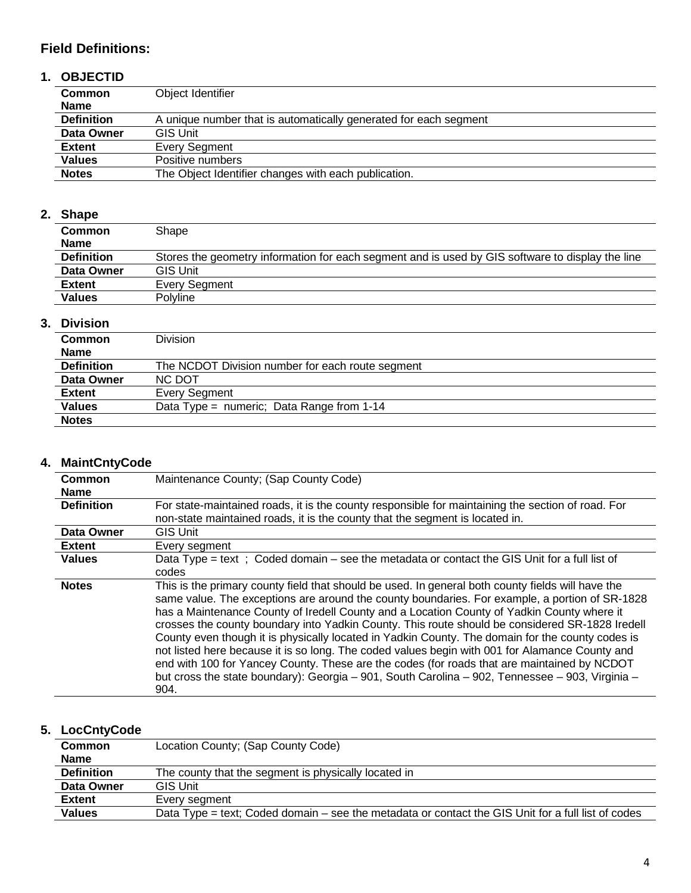## Field Definitions:

### 1. OBJECTID

| | |
|---|---|
| **Common Name** | Object Identifier |
| **Definition** | A unique number that is automatically generated for each segment |
| **Data Owner** | GIS Unit |
| **Extent** | Every Segment |
| **Values** | Positive numbers |
| **Notes** | The Object Identifier changes with each publication. |

### 2. Shape

| | |
|---|---|
| **Common Name** | Shape |
| **Definition** | Stores the geometry information for each segment and is used by GIS software to display the line |
| **Data Owner** | GIS Unit |
| **Extent** | Every Segment |
| **Values** | Polyline |

### 3. Division

| | |
|---|---|
| **Common Name** | Division |
| **Definition** | The NCDOT Division number for each route segment |
| **Data Owner** | NC DOT |
| **Extent** | Every Segment |
| **Values** | Data Type = numeric; Data Range from 1-14 |
| **Notes** | |

### 4. MaintCntyCode

| | |
|---|---|
| **Common Name** | Maintenance County; (Sap County Code) |
| **Definition** | For state-maintained roads, it is the county responsible for maintaining the section of road. For non-state maintained roads, it is the county that the segment is located in. |
| **Data Owner** | GIS Unit |
| **Extent** | Every segment |
| **Values** | Data Type = text ; Coded domain – see the metadata or contact the GIS Unit for a full list of codes |
| **Notes** | This is the primary county field that should be used. In general both county fields will have the same value. The exceptions are around the county boundaries. For example, a portion of SR-1828 has a Maintenance County of Iredell County and a Location County of Yadkin County where it crosses the county boundary into Yadkin County. This route should be considered SR-1828 Iredell County even though it is physically located in Yadkin County. The domain for the county codes is not listed here because it is so long. The coded values begin with 001 for Alamance County and end with 100 for Yancey County. These are the codes (for roads that are maintained by NCDOT but cross the state boundary): Georgia – 901, South Carolina – 902, Tennessee – 903, Virginia – 904. |

### 5. LocCntyCode

| | |
|---|---|
| **Common Name** | Location County; (Sap County Code) |
| **Definition** | The county that the segment is physically located in |
| **Data Owner** | GIS Unit |
| **Extent** | Every segment |
| **Values** | Data Type = text; Coded domain – see the metadata or contact the GIS Unit for a full list of codes |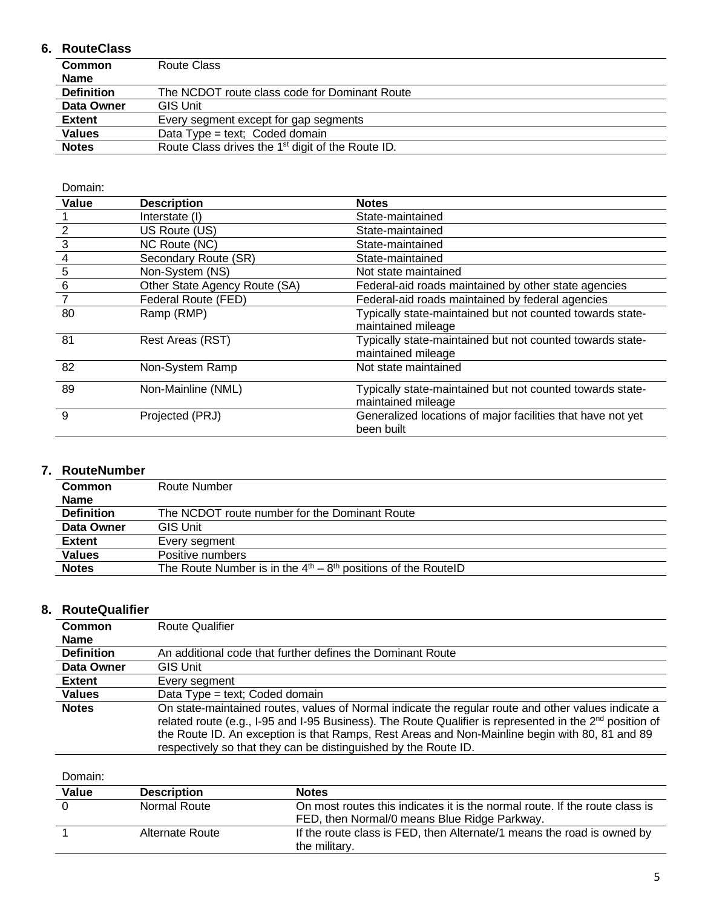### 6. RouteClass

| | |
|---|---|
| **Common Name** | Route Class |
| **Definition** | The NCDOT route class code for Dominant Route |
| **Data Owner** | GIS Unit |
| **Extent** | Every segment except for gap segments |
| **Values** | Data Type = text; Coded domain |
| **Notes** | Route Class drives the 1st digit of the Route ID. |

Domain:

| Value | Description | Notes |
|---|---|---|
| 1 | Interstate (I) | State-maintained |
| 2 | US Route (US) | State-maintained |
| 3 | NC Route (NC) | State-maintained |
| 4 | Secondary Route (SR) | State-maintained |
| 5 | Non-System (NS) | Not state maintained |
| 6 | Other State Agency Route (SA) | Federal-aid roads maintained by other state agencies |
| 7 | Federal Route (FED) | Federal-aid roads maintained by federal agencies |
| 80 | Ramp (RMP) | Typically state-maintained but not counted towards state-maintained mileage |
| 81 | Rest Areas (RST) | Typically state-maintained but not counted towards state-maintained mileage |
| 82 | Non-System Ramp | Not state maintained |
| 89 | Non-Mainline (NML) | Typically state-maintained but not counted towards state-maintained mileage |
| 9 | Projected (PRJ) | Generalized locations of major facilities that have not yet been built |

### 7. RouteNumber

| | |
|---|---|
| **Common Name** | Route Number |
| **Definition** | The NCDOT route number for the Dominant Route |
| **Data Owner** | GIS Unit |
| **Extent** | Every segment |
| **Values** | Positive numbers |
| **Notes** | The Route Number is in the 4th – 8th positions of the RouteID |

### 8. RouteQualifier

| | |
|---|---|
| **Common Name** | Route Qualifier |
| **Definition** | An additional code that further defines the Dominant Route |
| **Data Owner** | GIS Unit |
| **Extent** | Every segment |
| **Values** | Data Type = text; Coded domain |
| **Notes** | On state-maintained routes, values of Normal indicate the regular route and other values indicate a related route (e.g., I-95 and I-95 Business). The Route Qualifier is represented in the 2nd position of the Route ID. An exception is that Ramps, Rest Areas and Non-Mainline begin with 80, 81 and 89 respectively so that they can be distinguished by the Route ID. |

Domain:

| Value | Description | Notes |
|---|---|---|
| 0 | Normal Route | On most routes this indicates it is the normal route. If the route class is FED, then Normal/0 means Blue Ridge Parkway. |
| 1 | Alternate Route | If the route class is FED, then Alternate/1 means the road is owned by the military. |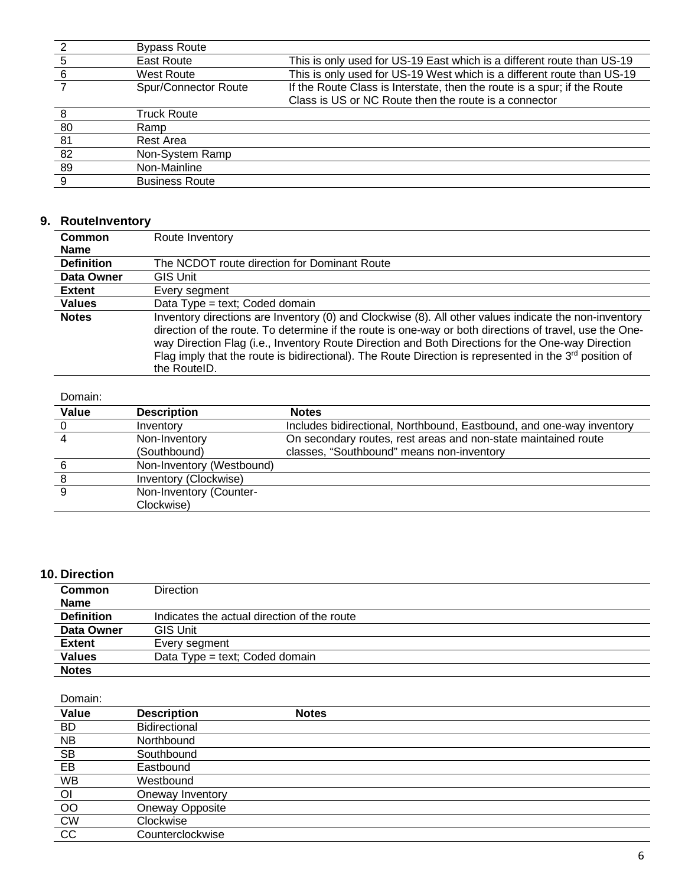| | | |
|---|---|---|
| 2 | Bypass Route | |
| 5 | East Route | This is only used for US-19 East which is a different route than US-19 |
| 6 | West Route | This is only used for US-19 West which is a different route than US-19 |
| 7 | Spur/Connector Route | If the Route Class is Interstate, then the route is a spur; if the Route Class is US or NC Route then the route is a connector |
| 8 | Truck Route | |
| 80 | Ramp | |
| 81 | Rest Area | |
| 82 | Non-System Ramp | |
| 89 | Non-Mainline | |
| 9 | Business Route | |

## 9. RouteInventory

| | |
|---|---|
| **Common Name** | Route Inventory |
| **Definition** | The NCDOT route direction for Dominant Route |
| **Data Owner** | GIS Unit |
| **Extent** | Every segment |
| **Values** | Data Type = text; Coded domain |
| **Notes** | Inventory directions are Inventory (0) and Clockwise (8). All other values indicate the non-inventory direction of the route. To determine if the route is one-way or both directions of travel, use the One-way Direction Flag (i.e., Inventory Route Direction and Both Directions for the One-way Direction Flag imply that the route is bidirectional). The Route Direction is represented in the 3rd position of the RouteID. |

Domain:

| Value | Description | Notes |
|---|---|---|
| 0 | Inventory | Includes bidirectional, Northbound, Eastbound, and one-way inventory |
| 4 | Non-Inventory (Southbound) | On secondary routes, rest areas and non-state maintained route classes, "Southbound" means non-inventory |
| 6 | Non-Inventory (Westbound) | |
| 8 | Inventory (Clockwise) | |
| 9 | Non-Inventory (Counter-Clockwise) | |

## 10. Direction

| | |
|---|---|
| **Common Name** | Direction |
| **Definition** | Indicates the actual direction of the route |
| **Data Owner** | GIS Unit |
| **Extent** | Every segment |
| **Values** | Data Type = text; Coded domain |
| **Notes** | |

Domain:

| Value | Description | Notes |
|---|---|---|
| BD | Bidirectional | |
| NB | Northbound | |
| SB | Southbound | |
| EB | Eastbound | |
| WB | Westbound | |
| OI | Oneway Inventory | |
| OO | Oneway Opposite | |
| CW | Clockwise | |
| CC | Counterclockwise | |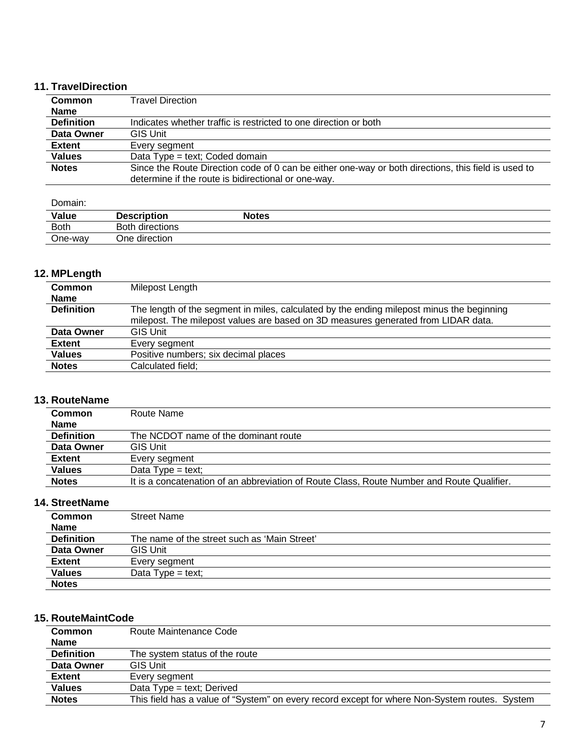### 11. TravelDirection

| | |
|---|---|
| **Common Name** | Travel Direction |
| **Definition** | Indicates whether traffic is restricted to one direction or both |
| **Data Owner** | GIS Unit |
| **Extent** | Every segment |
| **Values** | Data Type = text; Coded domain |
| **Notes** | Since the Route Direction code of 0 can be either one-way or both directions, this field is used to determine if the route is bidirectional or one-way. |

Domain:

| Value | Description | Notes |
|---|---|---|
| Both | Both directions | |
| One-way | One direction | |

### 12. MPLength

| | |
|---|---|
| **Common Name** | Milepost Length |
| **Definition** | The length of the segment in miles, calculated by the ending milepost minus the beginning milepost. The milepost values are based on 3D measures generated from LIDAR data. |
| **Data Owner** | GIS Unit |
| **Extent** | Every segment |
| **Values** | Positive numbers; six decimal places |
| **Notes** | Calculated field; |

### 13. RouteName

| | |
|---|---|
| **Common Name** | Route Name |
| **Definition** | The NCDOT name of the dominant route |
| **Data Owner** | GIS Unit |
| **Extent** | Every segment |
| **Values** | Data Type = text; |
| **Notes** | It is a concatenation of an abbreviation of Route Class, Route Number and Route Qualifier. |

### 14. StreetName

| | |
|---|---|
| **Common Name** | Street Name |
| **Definition** | The name of the street such as 'Main Street' |
| **Data Owner** | GIS Unit |
| **Extent** | Every segment |
| **Values** | Data Type = text; |
| **Notes** | |

### 15. RouteMaintCode

| | |
|---|---|
| **Common Name** | Route Maintenance Code |
| **Definition** | The system status of the route |
| **Data Owner** | GIS Unit |
| **Extent** | Every segment |
| **Values** | Data Type = text; Derived |
| **Notes** | This field has a value of "System" on every record except for where Non-System routes. System |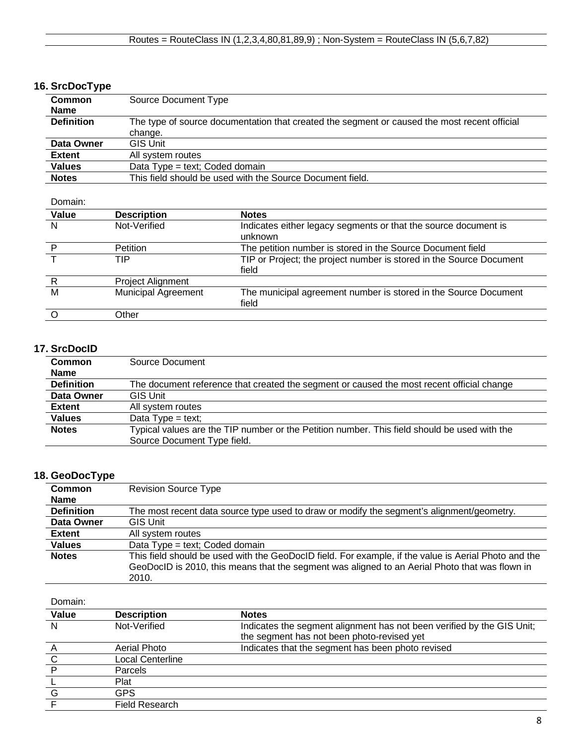| | Routes = RouteClass IN (1,2,3,4,80,81,89,9) ; Non-System = RouteClass IN (5,6,7,82) |
|---|---|

## 16. SrcDocType

| | |
|---|---|
| **Common Name** | Source Document Type |
| **Definition** | The type of source documentation that created the segment or caused the most recent official change. |
| **Data Owner** | GIS Unit |
| **Extent** | All system routes |
| **Values** | Data Type = text; Coded domain |
| **Notes** | This field should be used with the Source Document field. |

Domain:

| Value | Description | Notes |
|---|---|---|
| N | Not-Verified | Indicates either legacy segments or that the source document is unknown |
| P | Petition | The petition number is stored in the Source Document field |
| T | TIP | TIP or Project; the project number is stored in the Source Document field |
| R | Project Alignment | |
| M | Municipal Agreement | The municipal agreement number is stored in the Source Document field |
| O | Other | |

## 17. SrcDocID

| | |
|---|---|
| **Common Name** | Source Document |
| **Definition** | The document reference that created the segment or caused the most recent official change |
| **Data Owner** | GIS Unit |
| **Extent** | All system routes |
| **Values** | Data Type = text; |
| **Notes** | Typical values are the TIP number or the Petition number. This field should be used with the Source Document Type field. |

## 18. GeoDocType

| | |
|---|---|
| **Common Name** | Revision Source Type |
| **Definition** | The most recent data source type used to draw or modify the segment's alignment/geometry. |
| **Data Owner** | GIS Unit |
| **Extent** | All system routes |
| **Values** | Data Type = text; Coded domain |
| **Notes** | This field should be used with the GeoDocID field. For example, if the value is Aerial Photo and the GeoDocID is 2010, this means that the segment was aligned to an Aerial Photo that was flown in 2010. |

Domain:

| Value | Description | Notes |
|---|---|---|
| N | Not-Verified | Indicates the segment alignment has not been verified by the GIS Unit; the segment has not been photo-revised yet |
| A | Aerial Photo | Indicates that the segment has been photo revised |
| C | Local Centerline | |
| P | Parcels | |
| L | Plat | |
| G | GPS | |
| F | Field Research | |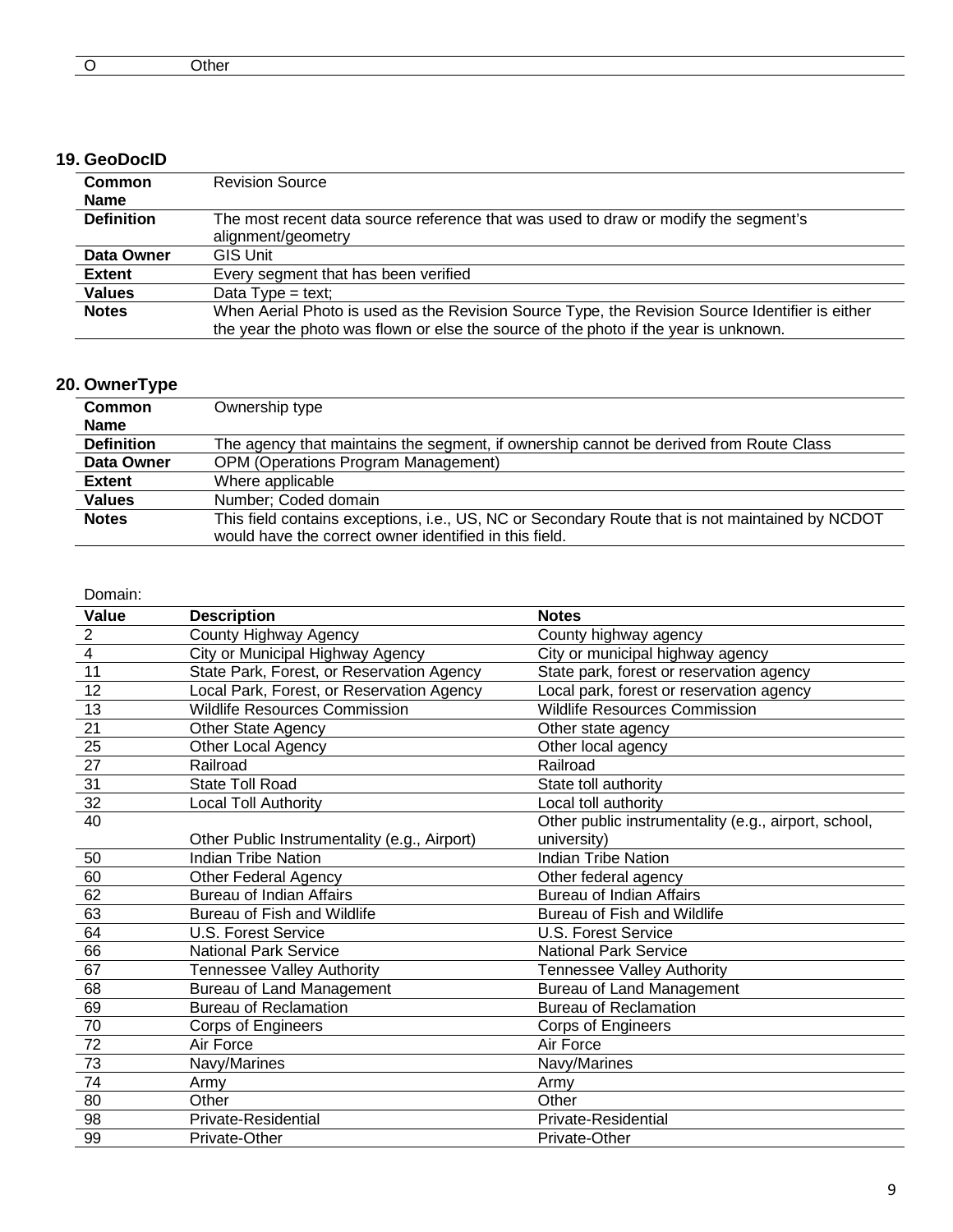| O | Other |
|---|---|

## 19. GeoDocID

| | |
|---|---|
| **Common Name** | Revision Source |
| **Definition** | The most recent data source reference that was used to draw or modify the segment's alignment/geometry |
| **Data Owner** | GIS Unit |
| **Extent** | Every segment that has been verified |
| **Values** | Data Type = text; |
| **Notes** | When Aerial Photo is used as the Revision Source Type, the Revision Source Identifier is either the year the photo was flown or else the source of the photo if the year is unknown. |

## 20. OwnerType

| | |
|---|---|
| **Common Name** | Ownership type |
| **Definition** | The agency that maintains the segment, if ownership cannot be derived from Route Class |
| **Data Owner** | OPM (Operations Program Management) |
| **Extent** | Where applicable |
| **Values** | Number; Coded domain |
| **Notes** | This field contains exceptions, i.e., US, NC or Secondary Route that is not maintained by NCDOT would have the correct owner identified in this field. |

Domain:

| Value | Description | Notes |
|---|---|---|
| 2 | County Highway Agency | County highway agency |
| 4 | City or Municipal Highway Agency | City or municipal highway agency |
| 11 | State Park, Forest, or Reservation Agency | State park, forest or reservation agency |
| 12 | Local Park, Forest, or Reservation Agency | Local park, forest or reservation agency |
| 13 | Wildlife Resources Commission | Wildlife Resources Commission |
| 21 | Other State Agency | Other state agency |
| 25 | Other Local Agency | Other local agency |
| 27 | Railroad | Railroad |
| 31 | State Toll Road | State toll authority |
| 32 | Local Toll Authority | Local toll authority |
| 40 | Other Public Instrumentality (e.g., Airport) | Other public instrumentality (e.g., airport, school, university) |
| 50 | Indian Tribe Nation | Indian Tribe Nation |
| 60 | Other Federal Agency | Other federal agency |
| 62 | Bureau of Indian Affairs | Bureau of Indian Affairs |
| 63 | Bureau of Fish and Wildlife | Bureau of Fish and Wildlife |
| 64 | U.S. Forest Service | U.S. Forest Service |
| 66 | National Park Service | National Park Service |
| 67 | Tennessee Valley Authority | Tennessee Valley Authority |
| 68 | Bureau of Land Management | Bureau of Land Management |
| 69 | Bureau of Reclamation | Bureau of Reclamation |
| 70 | Corps of Engineers | Corps of Engineers |
| 72 | Air Force | Air Force |
| 73 | Navy/Marines | Navy/Marines |
| 74 | Army | Army |
| 80 | Other | Other |
| 98 | Private-Residential | Private-Residential |
| 99 | Private-Other | Private-Other |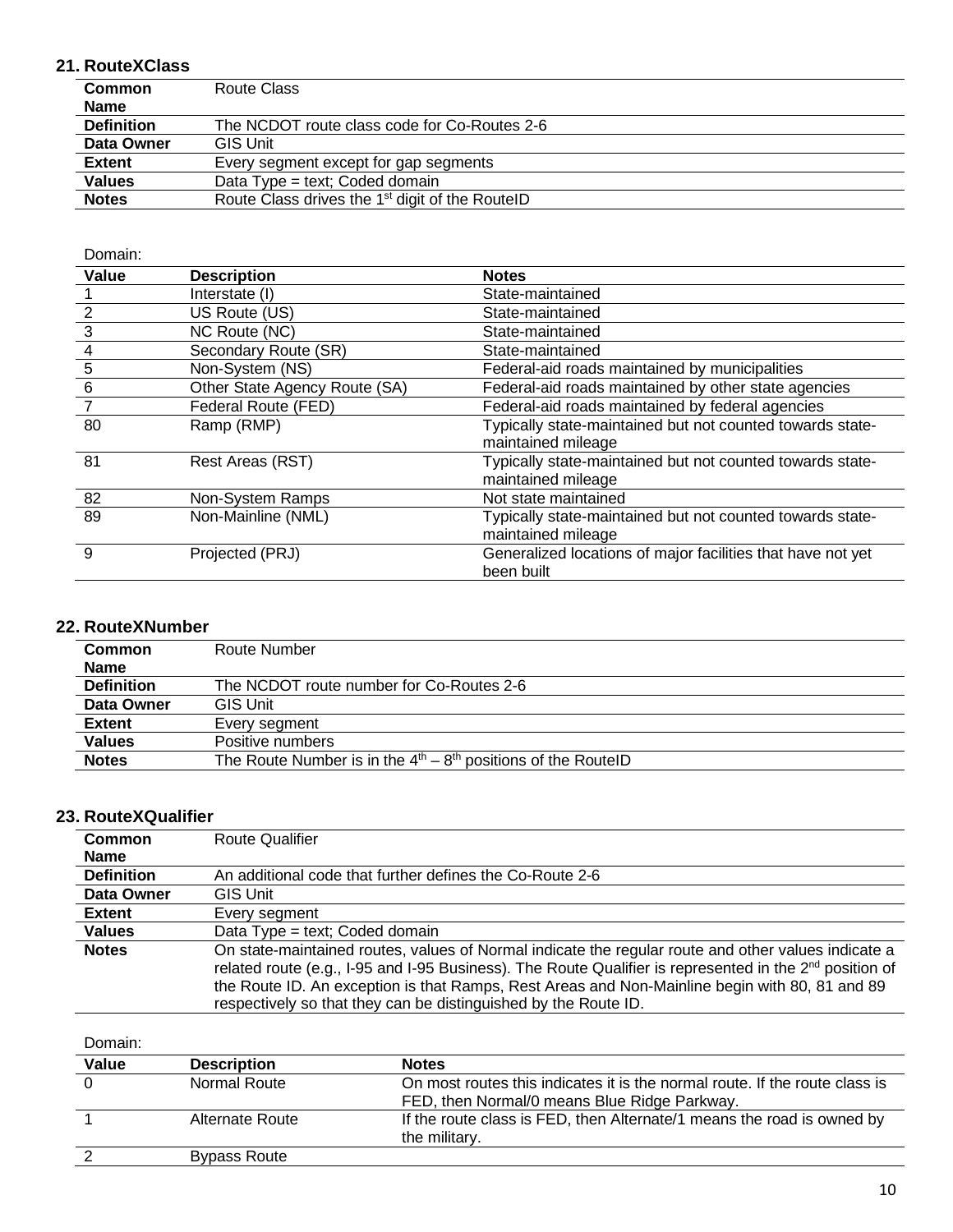## 21. RouteXClass

| | |
|---|---|
| **Common Name** | Route Class |
| **Definition** | The NCDOT route class code for Co-Routes 2-6 |
| **Data Owner** | GIS Unit |
| **Extent** | Every segment except for gap segments |
| **Values** | Data Type = text; Coded domain |
| **Notes** | Route Class drives the 1st digit of the RouteID |

Domain:

| Value | Description | Notes |
|---|---|---|
| 1 | Interstate (I) | State-maintained |
| 2 | US Route (US) | State-maintained |
| 3 | NC Route (NC) | State-maintained |
| 4 | Secondary Route (SR) | State-maintained |
| 5 | Non-System (NS) | Federal-aid roads maintained by municipalities |
| 6 | Other State Agency Route (SA) | Federal-aid roads maintained by other state agencies |
| 7 | Federal Route (FED) | Federal-aid roads maintained by federal agencies |
| 80 | Ramp (RMP) | Typically state-maintained but not counted towards state-maintained mileage |
| 81 | Rest Areas (RST) | Typically state-maintained but not counted towards state-maintained mileage |
| 82 | Non-System Ramps | Not state maintained |
| 89 | Non-Mainline (NML) | Typically state-maintained but not counted towards state-maintained mileage |
| 9 | Projected (PRJ) | Generalized locations of major facilities that have not yet been built |

## 22. RouteXNumber

| | |
|---|---|
| **Common Name** | Route Number |
| **Definition** | The NCDOT route number for Co-Routes 2-6 |
| **Data Owner** | GIS Unit |
| **Extent** | Every segment |
| **Values** | Positive numbers |
| **Notes** | The Route Number is in the 4th – 8th positions of the RouteID |

## 23. RouteXQualifier

| | |
|---|---|
| **Common Name** | Route Qualifier |
| **Definition** | An additional code that further defines the Co-Route 2-6 |
| **Data Owner** | GIS Unit |
| **Extent** | Every segment |
| **Values** | Data Type = text; Coded domain |
| **Notes** | On state-maintained routes, values of Normal indicate the regular route and other values indicate a related route (e.g., I-95 and I-95 Business). The Route Qualifier is represented in the 2nd position of the Route ID. An exception is that Ramps, Rest Areas and Non-Mainline begin with 80, 81 and 89 respectively so that they can be distinguished by the Route ID. |

Domain:

| Value | Description | Notes |
|---|---|---|
| 0 | Normal Route | On most routes this indicates it is the normal route. If the route class is FED, then Normal/0 means Blue Ridge Parkway. |
| 1 | Alternate Route | If the route class is FED, then Alternate/1 means the road is owned by the military. |
| 2 | Bypass Route | |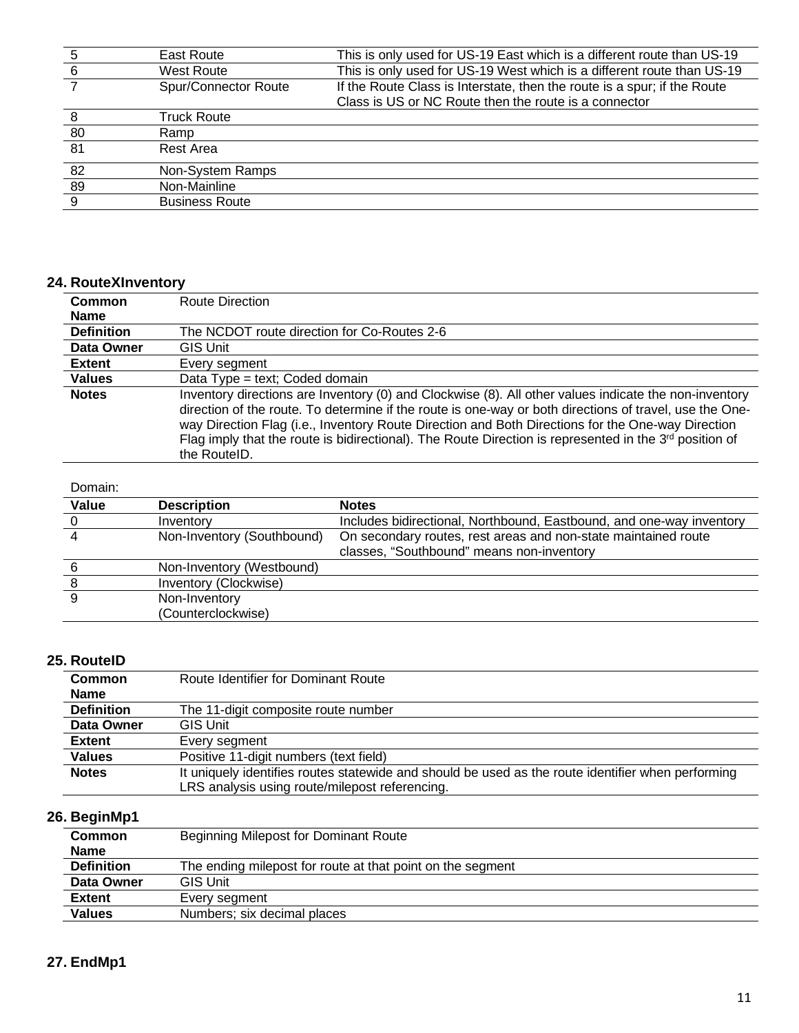| | | |
|---|---|---|
| 5 | East Route | This is only used for US-19 East which is a different route than US-19 |
| 6 | West Route | This is only used for US-19 West which is a different route than US-19 |
| 7 | Spur/Connector Route | If the Route Class is Interstate, then the route is a spur; if the Route Class is US or NC Route then the route is a connector |
| 8 | Truck Route | |
| 80 | Ramp | |
| 81 | Rest Area | |
| 82 | Non-System Ramps | |
| 89 | Non-Mainline | |
| 9 | Business Route | |

## 24. RouteXInventory

| | |
|---|---|
| **Common Name** | Route Direction |
| **Definition** | The NCDOT route direction for Co-Routes 2-6 |
| **Data Owner** | GIS Unit |
| **Extent** | Every segment |
| **Values** | Data Type = text; Coded domain |
| **Notes** | Inventory directions are Inventory (0) and Clockwise (8). All other values indicate the non-inventory direction of the route. To determine if the route is one-way or both directions of travel, use the One-way Direction Flag (i.e., Inventory Route Direction and Both Directions for the One-way Direction Flag imply that the route is bidirectional). The Route Direction is represented in the 3rd position of the RouteID. |

Domain:

| Value | Description | Notes |
|---|---|---|
| 0 | Inventory | Includes bidirectional, Northbound, Eastbound, and one-way inventory |
| 4 | Non-Inventory (Southbound) | On secondary routes, rest areas and non-state maintained route classes, “Southbound” means non-inventory |
| 6 | Non-Inventory (Westbound) | |
| 8 | Inventory (Clockwise) | |
| 9 | Non-Inventory (Counterclockwise) | |

## 25. RouteID

| | |
|---|---|
| **Common Name** | Route Identifier for Dominant Route |
| **Definition** | The 11-digit composite route number |
| **Data Owner** | GIS Unit |
| **Extent** | Every segment |
| **Values** | Positive 11-digit numbers (text field) |
| **Notes** | It uniquely identifies routes statewide and should be used as the route identifier when performing LRS analysis using route/milepost referencing. |

## 26. BeginMp1

| | |
|---|---|
| **Common Name** | Beginning Milepost for Dominant Route |
| **Definition** | The ending milepost for route at that point on the segment |
| **Data Owner** | GIS Unit |
| **Extent** | Every segment |
| **Values** | Numbers; six decimal places |

## 27. EndMp1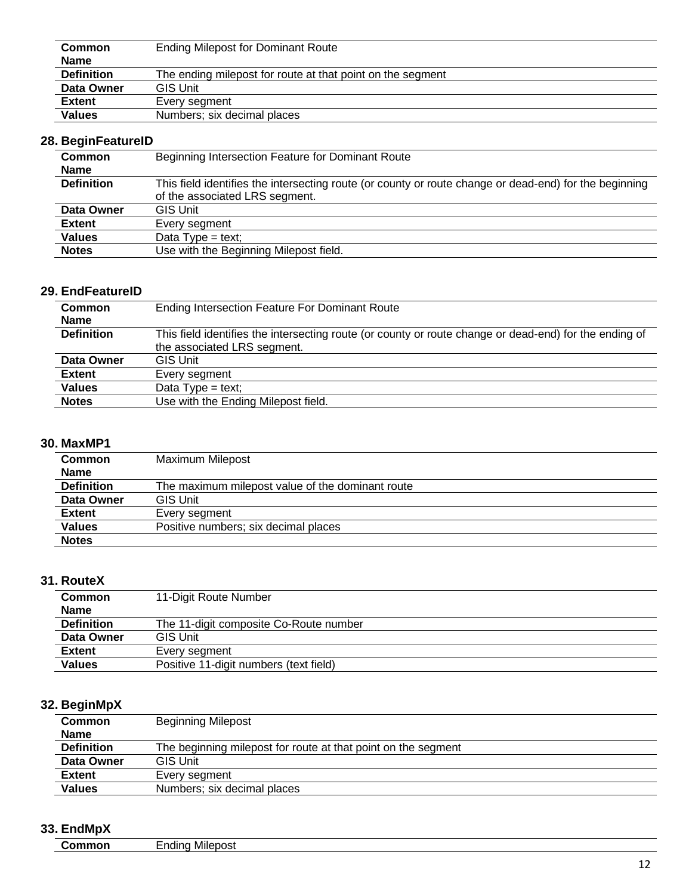| Common Name | Ending Milepost for Dominant Route |
|---|---|
| **Definition** | The ending milepost for route at that point on the segment |
| **Data Owner** | GIS Unit |
| **Extent** | Every segment |
| **Values** | Numbers; six decimal places |

### 28. BeginFeatureID

| Common Name | Beginning Intersection Feature for Dominant Route |
|---|---|
| **Definition** | This field identifies the intersecting route (or county or route change or dead-end) for the beginning of the associated LRS segment. |
| **Data Owner** | GIS Unit |
| **Extent** | Every segment |
| **Values** | Data Type = text; |
| **Notes** | Use with the Beginning Milepost field. |

### 29. EndFeatureID

| Common Name | Ending Intersection Feature For Dominant Route |
|---|---|
| **Definition** | This field identifies the intersecting route (or county or route change or dead-end) for the ending of the associated LRS segment. |
| **Data Owner** | GIS Unit |
| **Extent** | Every segment |
| **Values** | Data Type = text; |
| **Notes** | Use with the Ending Milepost field. |

### 30. MaxMP1

| Common Name | Maximum Milepost |
|---|---|
| **Definition** | The maximum milepost value of the dominant route |
| **Data Owner** | GIS Unit |
| **Extent** | Every segment |
| **Values** | Positive numbers; six decimal places |
| **Notes** | |

### 31. RouteX

| Common Name | 11-Digit Route Number |
|---|---|
| **Definition** | The 11-digit composite Co-Route number |
| **Data Owner** | GIS Unit |
| **Extent** | Every segment |
| **Values** | Positive 11-digit numbers (text field) |

### 32. BeginMpX

| Common Name | Beginning Milepost |
|---|---|
| **Definition** | The beginning milepost for route at that point on the segment |
| **Data Owner** | GIS Unit |
| **Extent** | Every segment |
| **Values** | Numbers; six decimal places |

### 33. EndMpX

| Common | Ending Milepost |
|---|---|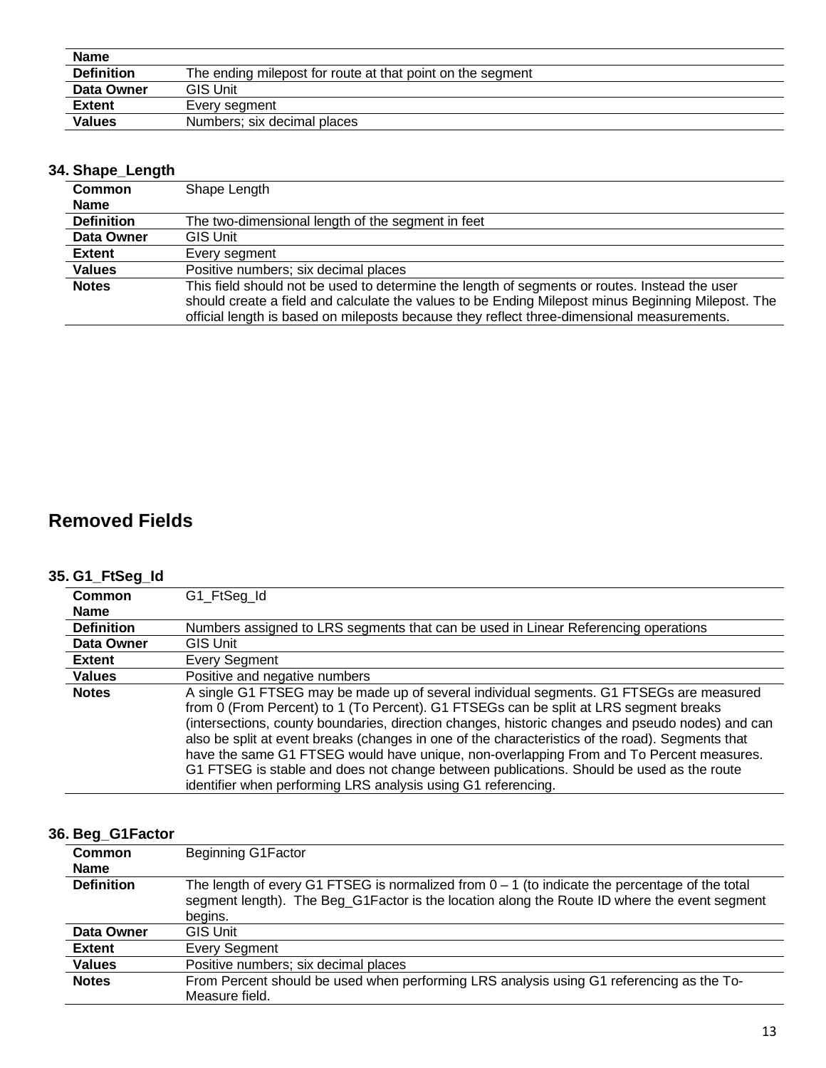| Name | |
|---|---|
| **Definition** | The ending milepost for route at that point on the segment |
| **Data Owner** | GIS Unit |
| **Extent** | Every segment |
| **Values** | Numbers; six decimal places |

### 34. Shape_Length

| **Common Name** | Shape Length |
|---|---|
| **Definition** | The two-dimensional length of the segment in feet |
| **Data Owner** | GIS Unit |
| **Extent** | Every segment |
| **Values** | Positive numbers; six decimal places |
| **Notes** | This field should not be used to determine the length of segments or routes. Instead the user should create a field and calculate the values to be Ending Milepost minus Beginning Milepost. The official length is based on mileposts because they reflect three-dimensional measurements. |

## Removed Fields

### 35. G1_FtSeg_Id

| **Common Name** | G1_FtSeg_Id |
|---|---|
| **Definition** | Numbers assigned to LRS segments that can be used in Linear Referencing operations |
| **Data Owner** | GIS Unit |
| **Extent** | Every Segment |
| **Values** | Positive and negative numbers |
| **Notes** | A single G1 FTSEG may be made up of several individual segments. G1 FTSEGs are measured from 0 (From Percent) to 1 (To Percent). G1 FTSEGs can be split at LRS segment breaks (intersections, county boundaries, direction changes, historic changes and pseudo nodes) and can also be split at event breaks (changes in one of the characteristics of the road). Segments that have the same G1 FTSEG would have unique, non-overlapping From and To Percent measures. G1 FTSEG is stable and does not change between publications. Should be used as the route identifier when performing LRS analysis using G1 referencing. |

### 36. Beg_G1Factor

| **Common Name** | Beginning G1Factor |
|---|---|
| **Definition** | The length of every G1 FTSEG is normalized from 0 – 1 (to indicate the percentage of the total segment length). The Beg_G1Factor is the location along the Route ID where the event segment begins. |
| **Data Owner** | GIS Unit |
| **Extent** | Every Segment |
| **Values** | Positive numbers; six decimal places |
| **Notes** | From Percent should be used when performing LRS analysis using G1 referencing as the To-Measure field. |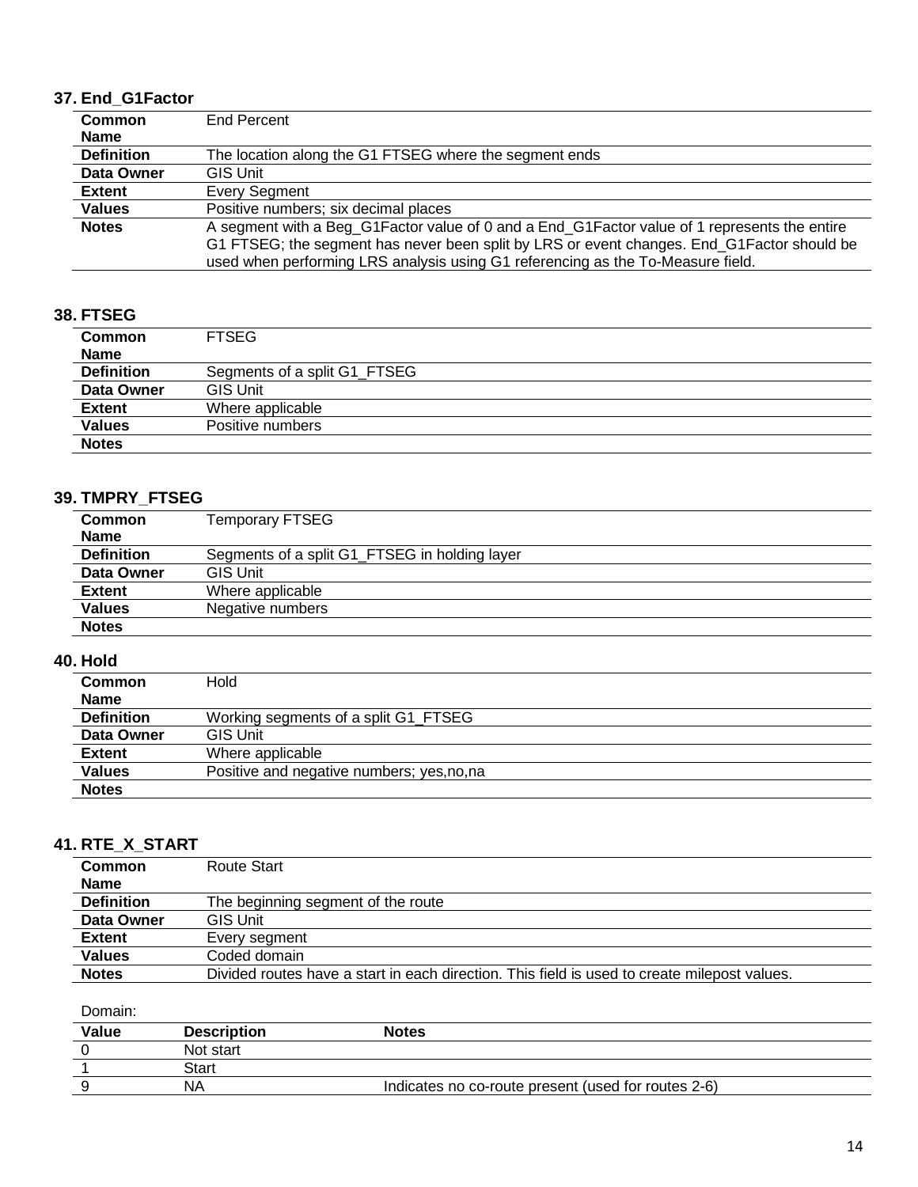### 37. End_G1Factor

| | |
|---|---|
| **Common Name** | End Percent |
| **Definition** | The location along the G1 FTSEG where the segment ends |
| **Data Owner** | GIS Unit |
| **Extent** | Every Segment |
| **Values** | Positive numbers; six decimal places |
| **Notes** | A segment with a Beg_G1Factor value of 0 and a End_G1Factor value of 1 represents the entire G1 FTSEG; the segment has never been split by LRS or event changes. End_G1Factor should be used when performing LRS analysis using G1 referencing as the To-Measure field. |

### 38. FTSEG

| | |
|---|---|
| **Common Name** | FTSEG |
| **Definition** | Segments of a split G1_FTSEG |
| **Data Owner** | GIS Unit |
| **Extent** | Where applicable |
| **Values** | Positive numbers |
| **Notes** | |

### 39. TMPRY_FTSEG

| | |
|---|---|
| **Common Name** | Temporary FTSEG |
| **Definition** | Segments of a split G1_FTSEG in holding layer |
| **Data Owner** | GIS Unit |
| **Extent** | Where applicable |
| **Values** | Negative numbers |
| **Notes** | |

### 40. Hold

| | |
|---|---|
| **Common Name** | Hold |
| **Definition** | Working segments of a split G1_FTSEG |
| **Data Owner** | GIS Unit |
| **Extent** | Where applicable |
| **Values** | Positive and negative numbers; yes,no,na |
| **Notes** | |

### 41. RTE_X_START

| | |
|---|---|
| **Common Name** | Route Start |
| **Definition** | The beginning segment of the route |
| **Data Owner** | GIS Unit |
| **Extent** | Every segment |
| **Values** | Coded domain |
| **Notes** | Divided routes have a start in each direction. This field is used to create milepost values. |

Domain:

| Value | Description | Notes |
|---|---|---|
| 0 | Not start | |
| 1 | Start | |
| 9 | NA | Indicates no co-route present (used for routes 2-6) |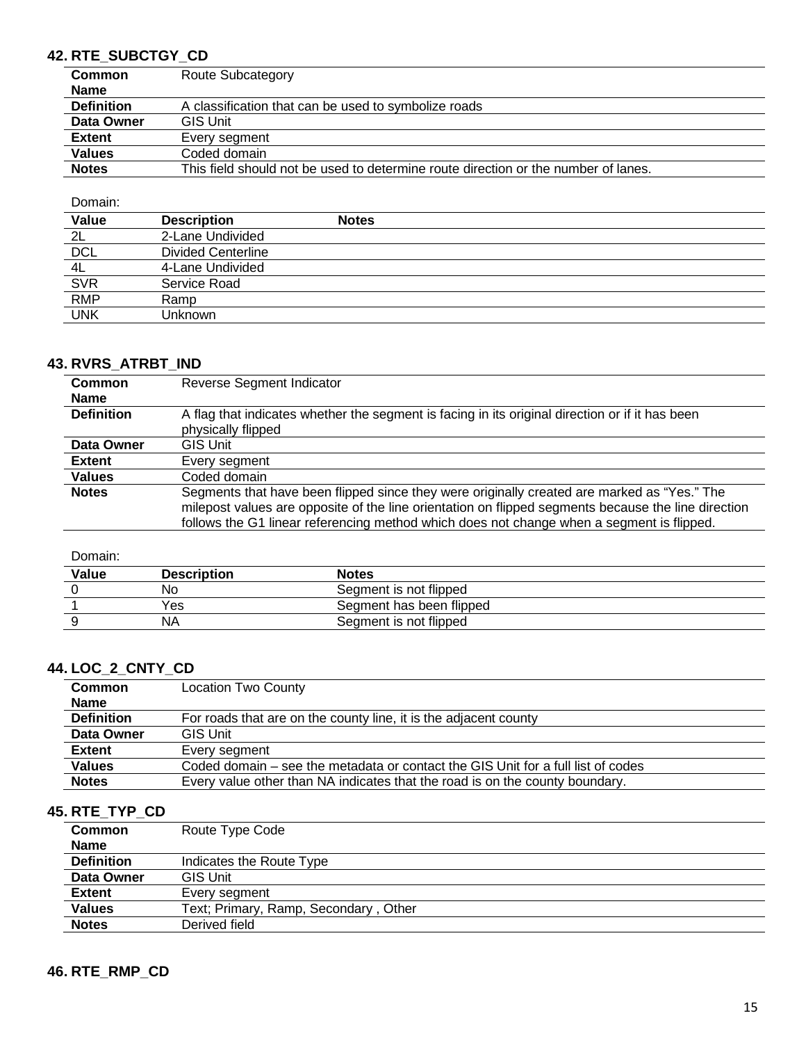## 42. RTE_SUBCTGY_CD

| | |
|---|---|
| **Common Name** | Route Subcategory |
| **Definition** | A classification that can be used to symbolize roads |
| **Data Owner** | GIS Unit |
| **Extent** | Every segment |
| **Values** | Coded domain |
| **Notes** | This field should not be used to determine route direction or the number of lanes. |

Domain:

| Value | Description | Notes |
|---|---|---|
| 2L | 2-Lane Undivided | |
| DCL | Divided Centerline | |
| 4L | 4-Lane Undivided | |
| SVR | Service Road | |
| RMP | Ramp | |
| UNK | Unknown | |

## 43. RVRS_ATRBT_IND

| | |
|---|---|
| **Common Name** | Reverse Segment Indicator |
| **Definition** | A flag that indicates whether the segment is facing in its original direction or if it has been physically flipped |
| **Data Owner** | GIS Unit |
| **Extent** | Every segment |
| **Values** | Coded domain |
| **Notes** | Segments that have been flipped since they were originally created are marked as "Yes." The milepost values are opposite of the line orientation on flipped segments because the line direction follows the G1 linear referencing method which does not change when a segment is flipped. |

Domain:

| Value | Description | Notes |
|---|---|---|
| 0 | No | Segment is not flipped |
| 1 | Yes | Segment has been flipped |
| 9 | NA | Segment is not flipped |

## 44. LOC_2_CNTY_CD

| | |
|---|---|
| **Common Name** | Location Two County |
| **Definition** | For roads that are on the county line, it is the adjacent county |
| **Data Owner** | GIS Unit |
| **Extent** | Every segment |
| **Values** | Coded domain – see the metadata or contact the GIS Unit for a full list of codes |
| **Notes** | Every value other than NA indicates that the road is on the county boundary. |

## 45. RTE_TYP_CD

| | |
|---|---|
| **Common Name** | Route Type Code |
| **Definition** | Indicates the Route Type |
| **Data Owner** | GIS Unit |
| **Extent** | Every segment |
| **Values** | Text; Primary, Ramp, Secondary , Other |
| **Notes** | Derived field |

## 46. RTE_RMP_CD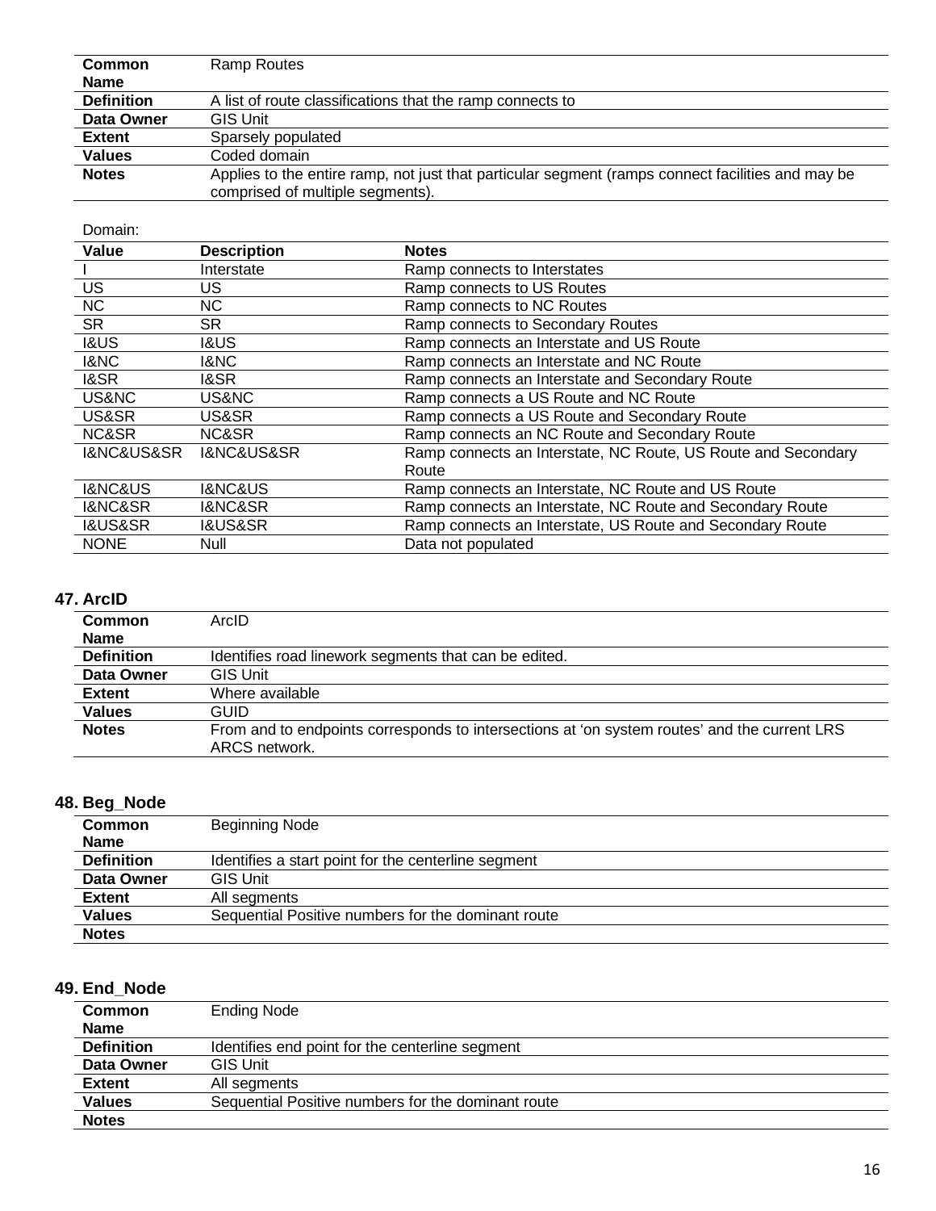| Common Name | Ramp Routes |
|---|---|
| Definition | A list of route classifications that the ramp connects to |
| Data Owner | GIS Unit |
| Extent | Sparsely populated |
| Values | Coded domain |
| Notes | Applies to the entire ramp, not just that particular segment (ramps connect facilities and may be comprised of multiple segments). |

Domain:

| Value | Description | Notes |
|---|---|---|
| I | Interstate | Ramp connects to Interstates |
| US | US | Ramp connects to US Routes |
| NC | NC | Ramp connects to NC Routes |
| SR | SR | Ramp connects to Secondary Routes |
| I&US | I&US | Ramp connects an Interstate and US Route |
| I&NC | I&NC | Ramp connects an Interstate and NC Route |
| I&SR | I&SR | Ramp connects an Interstate and Secondary Route |
| US&NC | US&NC | Ramp connects a US Route and NC Route |
| US&SR | US&SR | Ramp connects a US Route and Secondary Route |
| NC&SR | NC&SR | Ramp connects an NC Route and Secondary Route |
| I&NC&US&SR | I&NC&US&SR | Ramp connects an Interstate, NC Route, US Route and Secondary Route |
| I&NC&US | I&NC&US | Ramp connects an Interstate, NC Route and US Route |
| I&NC&SR | I&NC&SR | Ramp connects an Interstate, NC Route and Secondary Route |
| I&US&SR | I&US&SR | Ramp connects an Interstate, US Route and Secondary Route |
| NONE | Null | Data not populated |

## 47. ArcID

| Common Name | ArcID |
|---|---|
| Definition | Identifies road linework segments that can be edited. |
| Data Owner | GIS Unit |
| Extent | Where available |
| Values | GUID |
| Notes | From and to endpoints corresponds to intersections at 'on system routes' and the current LRS ARCS network. |

## 48. Beg_Node

| Common Name | Beginning Node |
|---|---|
| Definition | Identifies a start point for the centerline segment |
| Data Owner | GIS Unit |
| Extent | All segments |
| Values | Sequential Positive numbers for the dominant route |
| Notes | |

## 49. End_Node

| Common Name | Ending Node |
|---|---|
| Definition | Identifies end point for the centerline segment |
| Data Owner | GIS Unit |
| Extent | All segments |
| Values | Sequential Positive numbers for the dominant route |
| Notes | |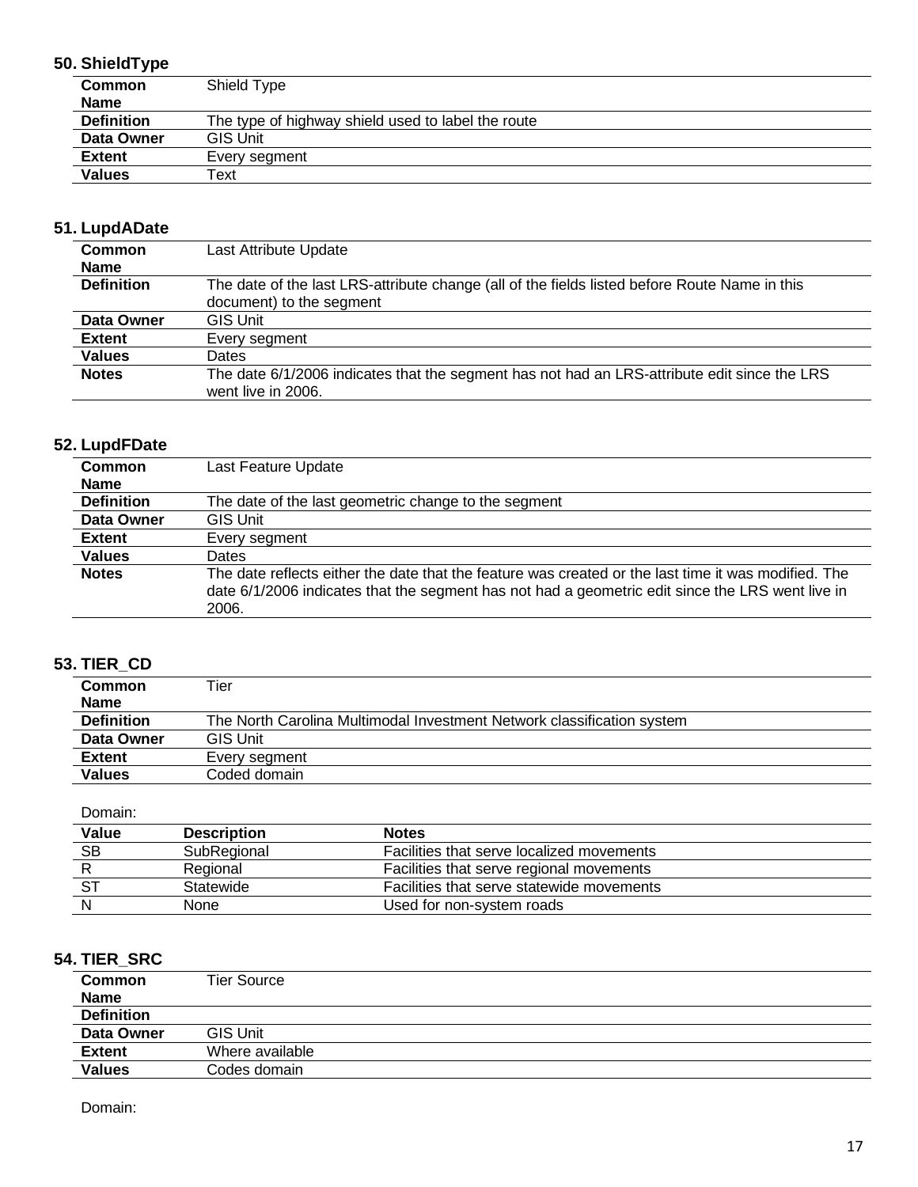### 50. ShieldType

| | |
|---|---|
| **Common Name** | Shield Type |
| **Definition** | The type of highway shield used to label the route |
| **Data Owner** | GIS Unit |
| **Extent** | Every segment |
| **Values** | Text |

### 51. LupdADate

| | |
|---|---|
| **Common Name** | Last Attribute Update |
| **Definition** | The date of the last LRS-attribute change (all of the fields listed before Route Name in this document) to the segment |
| **Data Owner** | GIS Unit |
| **Extent** | Every segment |
| **Values** | Dates |
| **Notes** | The date 6/1/2006 indicates that the segment has not had an LRS-attribute edit since the LRS went live in 2006. |

### 52. LupdFDate

| | |
|---|---|
| **Common Name** | Last Feature Update |
| **Definition** | The date of the last geometric change to the segment |
| **Data Owner** | GIS Unit |
| **Extent** | Every segment |
| **Values** | Dates |
| **Notes** | The date reflects either the date that the feature was created or the last time it was modified. The date 6/1/2006 indicates that the segment has not had a geometric edit since the LRS went live in 2006. |

### 53. TIER_CD

| | |
|---|---|
| **Common Name** | Tier |
| **Definition** | The North Carolina Multimodal Investment Network classification system |
| **Data Owner** | GIS Unit |
| **Extent** | Every segment |
| **Values** | Coded domain |

Domain:

| Value | Description | Notes |
|---|---|---|
| SB | SubRegional | Facilities that serve localized movements |
| R | Regional | Facilities that serve regional movements |
| ST | Statewide | Facilities that serve statewide movements |
| N | None | Used for non-system roads |

### 54. TIER_SRC

| | |
|---|---|
| **Common Name** | Tier Source |
| **Definition** | |
| **Data Owner** | GIS Unit |
| **Extent** | Where available |
| **Values** | Codes domain |

Domain: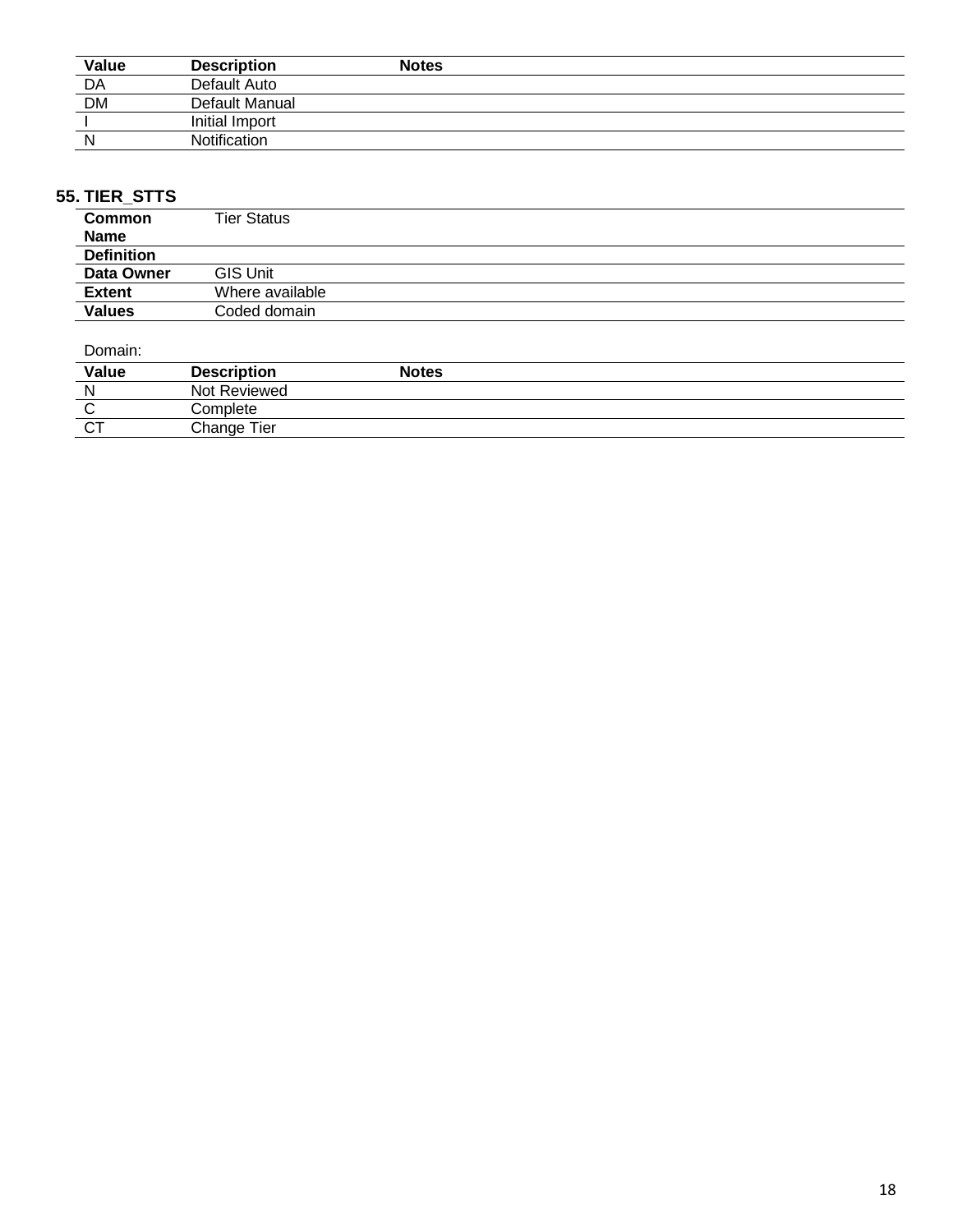| Value | Description | Notes |
| --- | --- | --- |
| DA | Default Auto | |
| DM | Default Manual | |
| I | Initial Import | |
| N | Notification | |

### 55. TIER_STTS

| | |
| --- | --- |
| **Common Name** | Tier Status |
| **Definition** | |
| **Data Owner** | GIS Unit |
| **Extent** | Where available |
| **Values** | Coded domain |

Domain:

| Value | Description | Notes |
| --- | --- | --- |
| N | Not Reviewed | |
| C | Complete | |
| CT | Change Tier | |